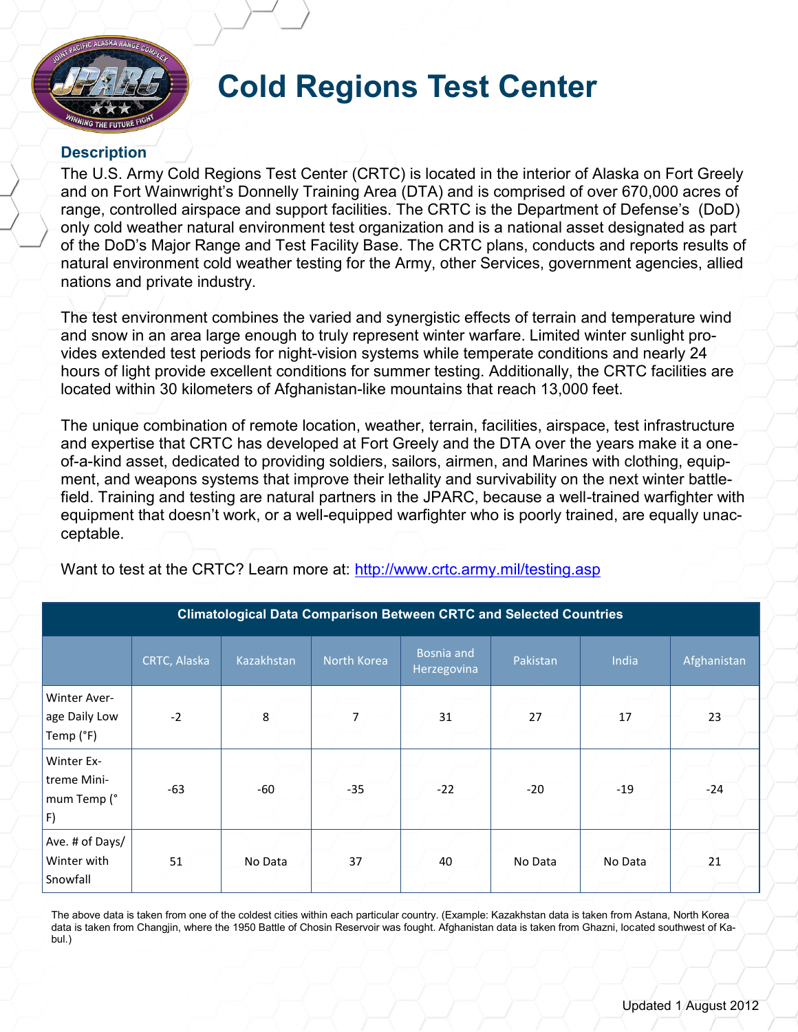# Cold Regions Test Center

## Description

The U.S. Army Cold Regions Test Center (CRTC) is located in the interior of Alaska on Fort Greely and on Fort Wainwright's Donnelly Training Area (DTA) and is comprised of over 670,000 acres of range, controlled airspace and support facilities. The CRTC is the Department of Defense's (DoD) only cold weather natural environment test organization and is a national asset designated as part of the DoD's Major Range and Test Facility Base. The CRTC plans, conducts and reports results of natural environment cold weather testing for the Army, other Services, government agencies, allied nations and private industry.

The test environment combines the varied and synergistic effects of terrain and temperature wind and snow in an area large enough to truly represent winter warfare. Limited winter sunlight provides extended test periods for night-vision systems while temperate conditions and nearly 24 hours of light provide excellent conditions for summer testing. Additionally, the CRTC facilities are located within 30 kilometers of Afghanistan-like mountains that reach 13,000 feet.

The unique combination of remote location, weather, terrain, facilities, airspace, test infrastructure and expertise that CRTC has developed at Fort Greely and the DTA over the years make it a one-of-a-kind asset, dedicated to providing soldiers, sailors, airmen, and Marines with clothing, equipment, and weapons systems that improve their lethality and survivability on the next winter battlefield. Training and testing are natural partners in the JPARC, because a well-trained warfighter with equipment that doesn't work, or a well-equipped warfighter who is poorly trained, are equally unacceptable.

Want to test at the CRTC? Learn more at: [http://www.crtc.army.mil/testing.asp](http://www.crtc.army.mil/testing.asp)

**Climatological Data Comparison Between CRTC and Selected Countries**

| | CRTC, Alaska | Kazakhstan | North Korea | Bosnia and Herzegovina | Pakistan | India | Afghanistan |
|---|---|---|---|---|---|---|---|
| Winter Average Daily Low Temp (°F) | -2 | 8 | 7 | 31 | 27 | 17 | 23 |
| Winter Extreme Minimum Temp (°F) | -63 | -60 | -35 | -22 | -20 | -19 | -24 |
| Ave. # of Days/ Winter with Snowfall | 51 | No Data | 37 | 40 | No Data | No Data | 21 |

The above data is taken from one of the coldest cities within each particular country. (Example: Kazakhstan data is taken from Astana, North Korea data is taken from Changjin, where the 1950 Battle of Chosin Reservoir was fought. Afghanistan data is taken from Ghazni, located southwest of Kabul.)

Updated 1 August 2012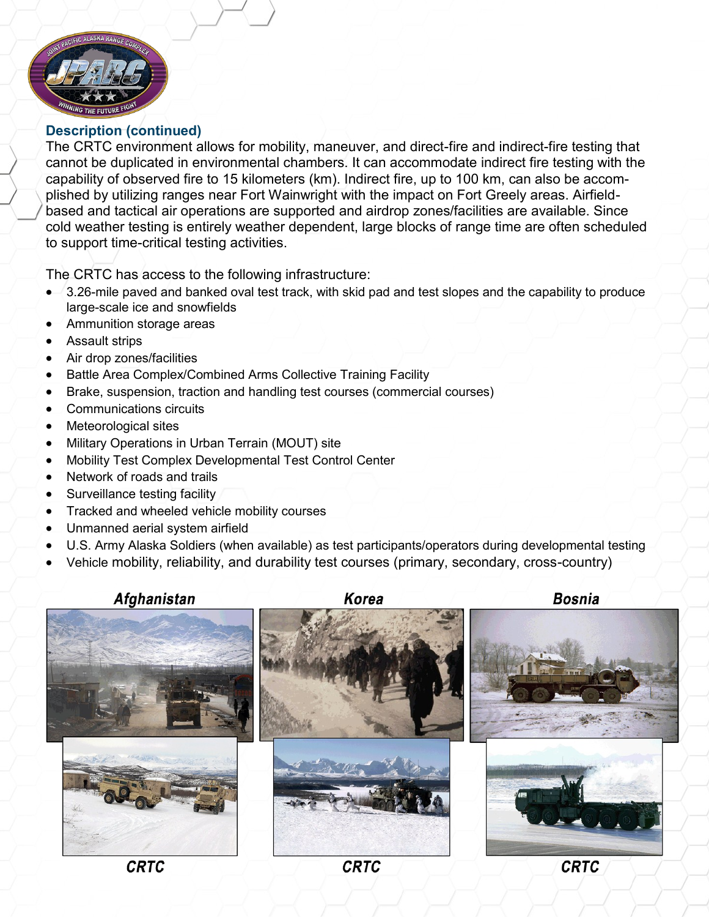## Description (continued)

The CRTC environment allows for mobility, maneuver, and direct-fire and indirect-fire testing that cannot be duplicated in environmental chambers. It can accommodate indirect fire testing with the capability of observed fire to 15 kilometers (km). Indirect fire, up to 100 km, can also be accomplished by utilizing ranges near Fort Wainwright with the impact on Fort Greely areas. Airfield-based and tactical air operations are supported and airdrop zones/facilities are available. Since cold weather testing is entirely weather dependent, large blocks of range time are often scheduled to support time-critical testing activities.

The CRTC has access to the following infrastructure:

- 3.26-mile paved and banked oval test track, with skid pad and test slopes and the capability to produce large-scale ice and snowfields
- Ammunition storage areas
- Assault strips
- Air drop zones/facilities
- Battle Area Complex/Combined Arms Collective Training Facility
- Brake, suspension, traction and handling test courses (commercial courses)
- Communications circuits
- Meteorological sites
- Military Operations in Urban Terrain (MOUT) site
- Mobility Test Complex Developmental Test Control Center
- Network of roads and trails
- Surveillance testing facility
- Tracked and wheeled vehicle mobility courses
- Unmanned aerial system airfield
- U.S. Army Alaska Soldiers (when available) as test participants/operators during developmental testing
- Vehicle mobility, reliability, and durability test courses (primary, secondary, cross-country)

Afghanistan

Korea

Bosnia

CRTC

CRTC

CRTC